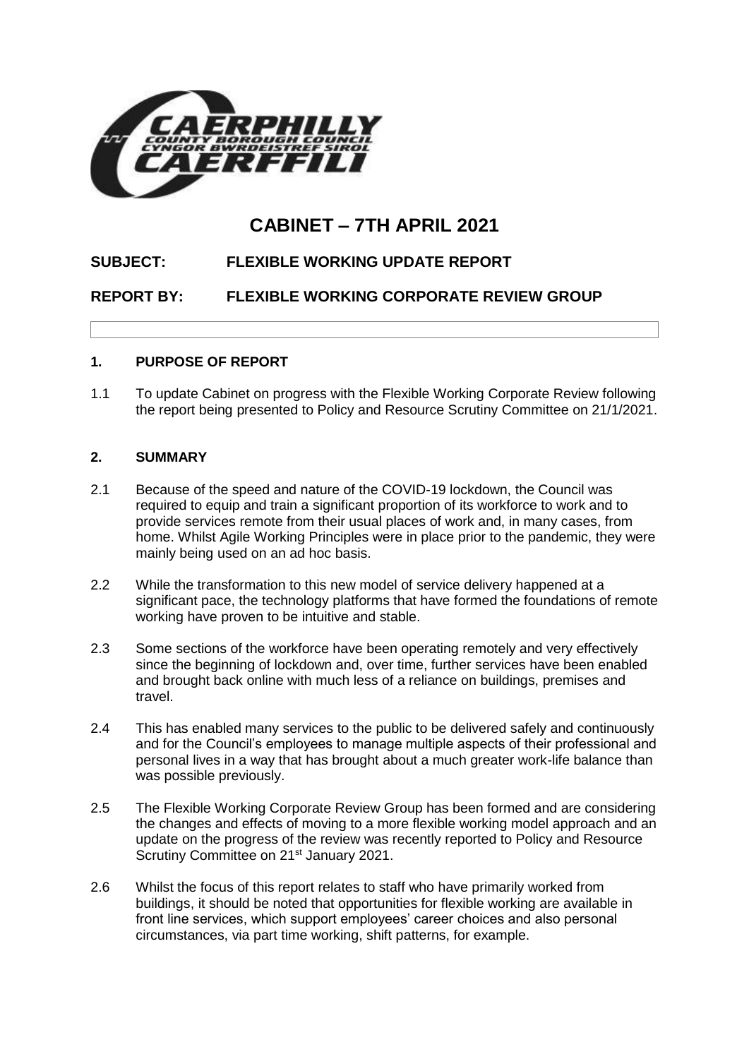# CABINET – 7TH APRIL 2021

**SUBJECT: FLEXIBLE WORKING UPDATE REPORT**

**REPORT BY: FLEXIBLE WORKING CORPORATE REVIEW GROUP**

## 1. PURPOSE OF REPORT

1.1 To update Cabinet on progress with the Flexible Working Corporate Review following the report being presented to Policy and Resource Scrutiny Committee on 21/1/2021.

## 2. SUMMARY

2.1 Because of the speed and nature of the COVID-19 lockdown, the Council was required to equip and train a significant proportion of its workforce to work and to provide services remote from their usual places of work and, in many cases, from home. Whilst Agile Working Principles were in place prior to the pandemic, they were mainly being used on an ad hoc basis.

2.2 While the transformation to this new model of service delivery happened at a significant pace, the technology platforms that have formed the foundations of remote working have proven to be intuitive and stable.

2.3 Some sections of the workforce have been operating remotely and very effectively since the beginning of lockdown and, over time, further services have been enabled and brought back online with much less of a reliance on buildings, premises and travel.

2.4 This has enabled many services to the public to be delivered safely and continuously and for the Council's employees to manage multiple aspects of their professional and personal lives in a way that has brought about a much greater work-life balance than was possible previously.

2.5 The Flexible Working Corporate Review Group has been formed and are considering the changes and effects of moving to a more flexible working model approach and an update on the progress of the review was recently reported to Policy and Resource Scrutiny Committee on 21st January 2021.

2.6 Whilst the focus of this report relates to staff who have primarily worked from buildings, it should be noted that opportunities for flexible working are available in front line services, which support employees' career choices and also personal circumstances, via part time working, shift patterns, for example.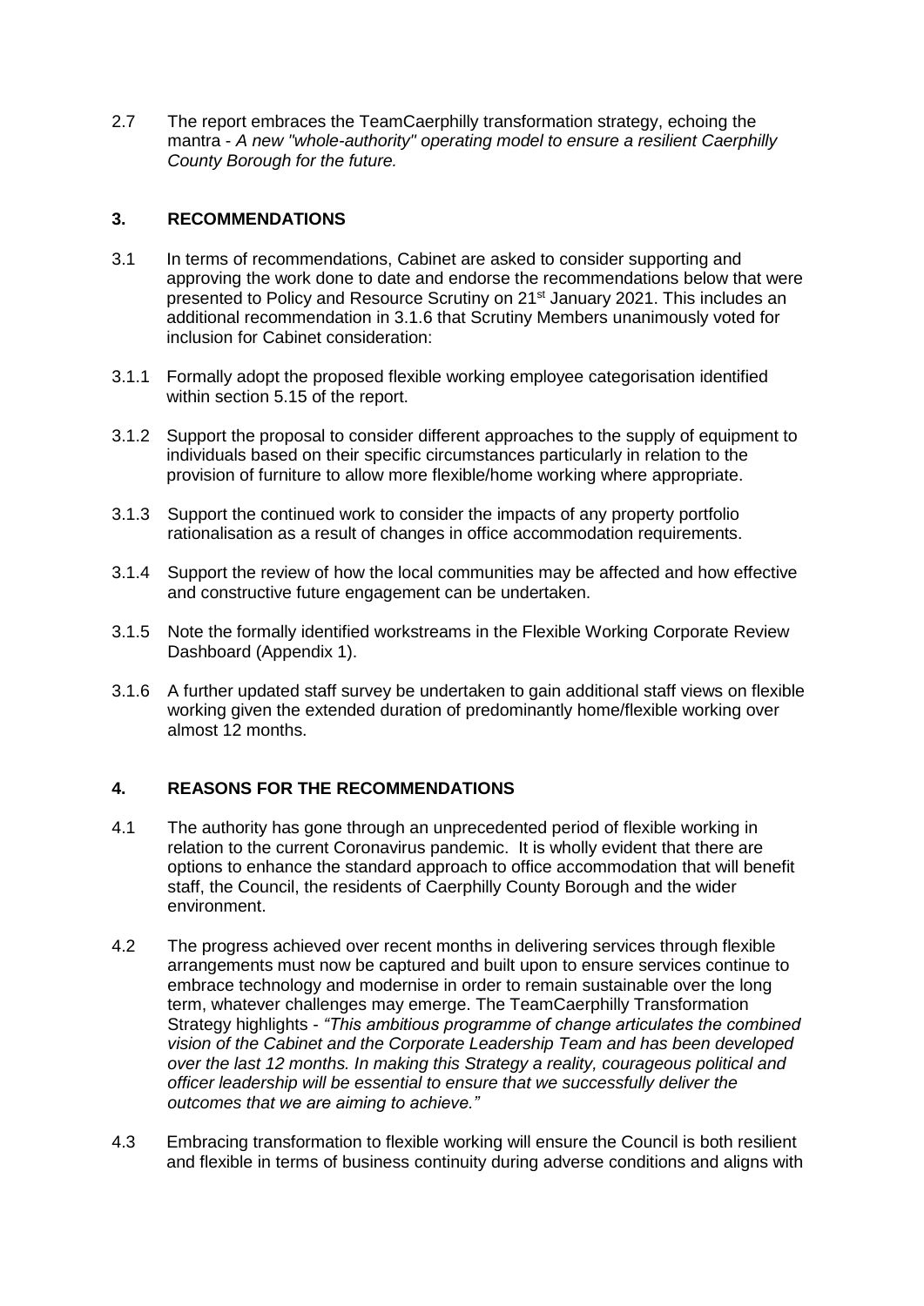2.7 The report embraces the TeamCaerphilly transformation strategy, echoing the mantra - *A new "whole-authority" operating model to ensure a resilient Caerphilly County Borough for the future.*

## 3. RECOMMENDATIONS

3.1 In terms of recommendations, Cabinet are asked to consider supporting and approving the work done to date and endorse the recommendations below that were presented to Policy and Resource Scrutiny on 21st January 2021. This includes an additional recommendation in 3.1.6 that Scrutiny Members unanimously voted for inclusion for Cabinet consideration:

3.1.1 Formally adopt the proposed flexible working employee categorisation identified within section 5.15 of the report.

3.1.2 Support the proposal to consider different approaches to the supply of equipment to individuals based on their specific circumstances particularly in relation to the provision of furniture to allow more flexible/home working where appropriate.

3.1.3 Support the continued work to consider the impacts of any property portfolio rationalisation as a result of changes in office accommodation requirements.

3.1.4 Support the review of how the local communities may be affected and how effective and constructive future engagement can be undertaken.

3.1.5 Note the formally identified workstreams in the Flexible Working Corporate Review Dashboard (Appendix 1).

3.1.6 A further updated staff survey be undertaken to gain additional staff views on flexible working given the extended duration of predominantly home/flexible working over almost 12 months.

## 4. REASONS FOR THE RECOMMENDATIONS

4.1 The authority has gone through an unprecedented period of flexible working in relation to the current Coronavirus pandemic. It is wholly evident that there are options to enhance the standard approach to office accommodation that will benefit staff, the Council, the residents of Caerphilly County Borough and the wider environment.

4.2 The progress achieved over recent months in delivering services through flexible arrangements must now be captured and built upon to ensure services continue to embrace technology and modernise in order to remain sustainable over the long term, whatever challenges may emerge. The TeamCaerphilly Transformation Strategy highlights - *"This ambitious programme of change articulates the combined vision of the Cabinet and the Corporate Leadership Team and has been developed over the last 12 months. In making this Strategy a reality, courageous political and officer leadership will be essential to ensure that we successfully deliver the outcomes that we are aiming to achieve."*

4.3 Embracing transformation to flexible working will ensure the Council is both resilient and flexible in terms of business continuity during adverse conditions and aligns with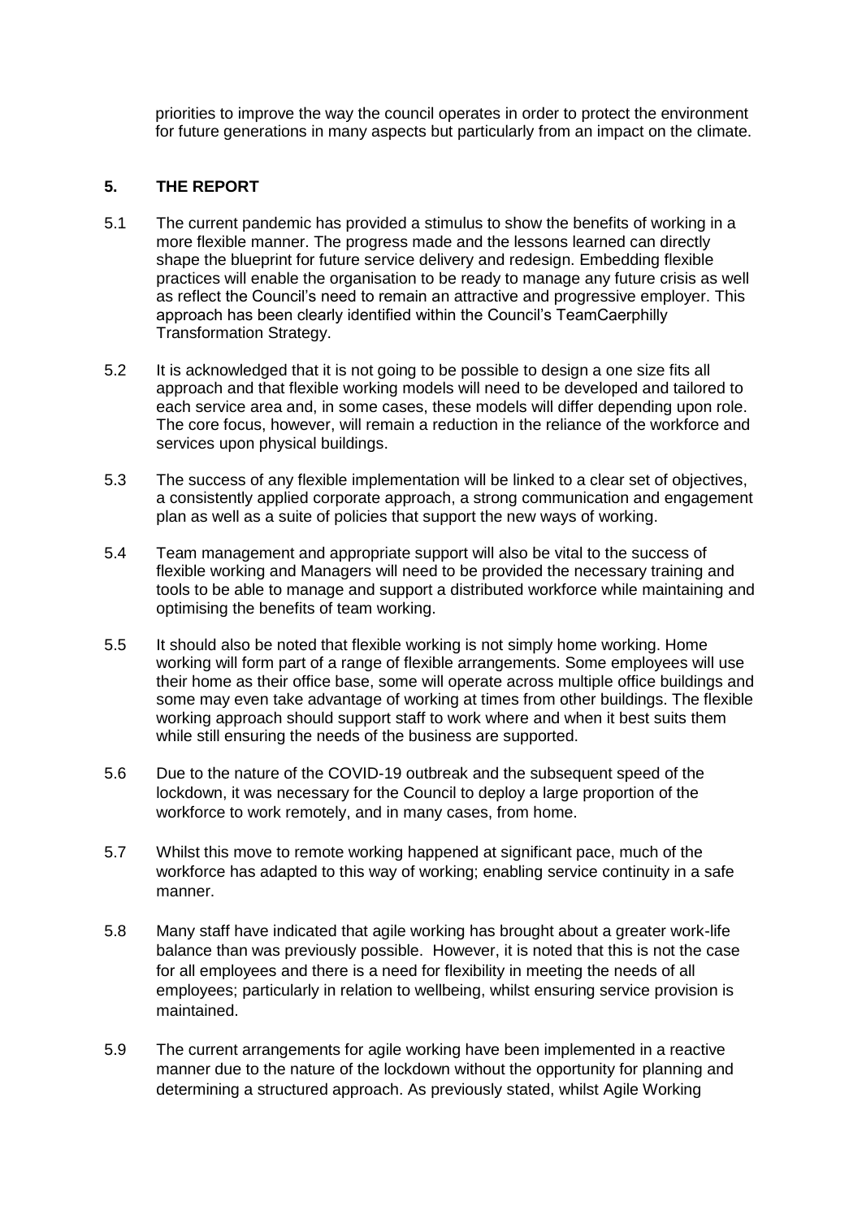priorities to improve the way the council operates in order to protect the environment for future generations in many aspects but particularly from an impact on the climate.

## 5. THE REPORT

5.1 The current pandemic has provided a stimulus to show the benefits of working in a more flexible manner. The progress made and the lessons learned can directly shape the blueprint for future service delivery and redesign. Embedding flexible practices will enable the organisation to be ready to manage any future crisis as well as reflect the Council's need to remain an attractive and progressive employer. This approach has been clearly identified within the Council's TeamCaerphilly Transformation Strategy.

5.2 It is acknowledged that it is not going to be possible to design a one size fits all approach and that flexible working models will need to be developed and tailored to each service area and, in some cases, these models will differ depending upon role. The core focus, however, will remain a reduction in the reliance of the workforce and services upon physical buildings.

5.3 The success of any flexible implementation will be linked to a clear set of objectives, a consistently applied corporate approach, a strong communication and engagement plan as well as a suite of policies that support the new ways of working.

5.4 Team management and appropriate support will also be vital to the success of flexible working and Managers will need to be provided the necessary training and tools to be able to manage and support a distributed workforce while maintaining and optimising the benefits of team working.

5.5 It should also be noted that flexible working is not simply home working. Home working will form part of a range of flexible arrangements. Some employees will use their home as their office base, some will operate across multiple office buildings and some may even take advantage of working at times from other buildings. The flexible working approach should support staff to work where and when it best suits them while still ensuring the needs of the business are supported.

5.6 Due to the nature of the COVID-19 outbreak and the subsequent speed of the lockdown, it was necessary for the Council to deploy a large proportion of the workforce to work remotely, and in many cases, from home.

5.7 Whilst this move to remote working happened at significant pace, much of the workforce has adapted to this way of working; enabling service continuity in a safe manner.

5.8 Many staff have indicated that agile working has brought about a greater work-life balance than was previously possible. However, it is noted that this is not the case for all employees and there is a need for flexibility in meeting the needs of all employees; particularly in relation to wellbeing, whilst ensuring service provision is maintained.

5.9 The current arrangements for agile working have been implemented in a reactive manner due to the nature of the lockdown without the opportunity for planning and determining a structured approach. As previously stated, whilst Agile Working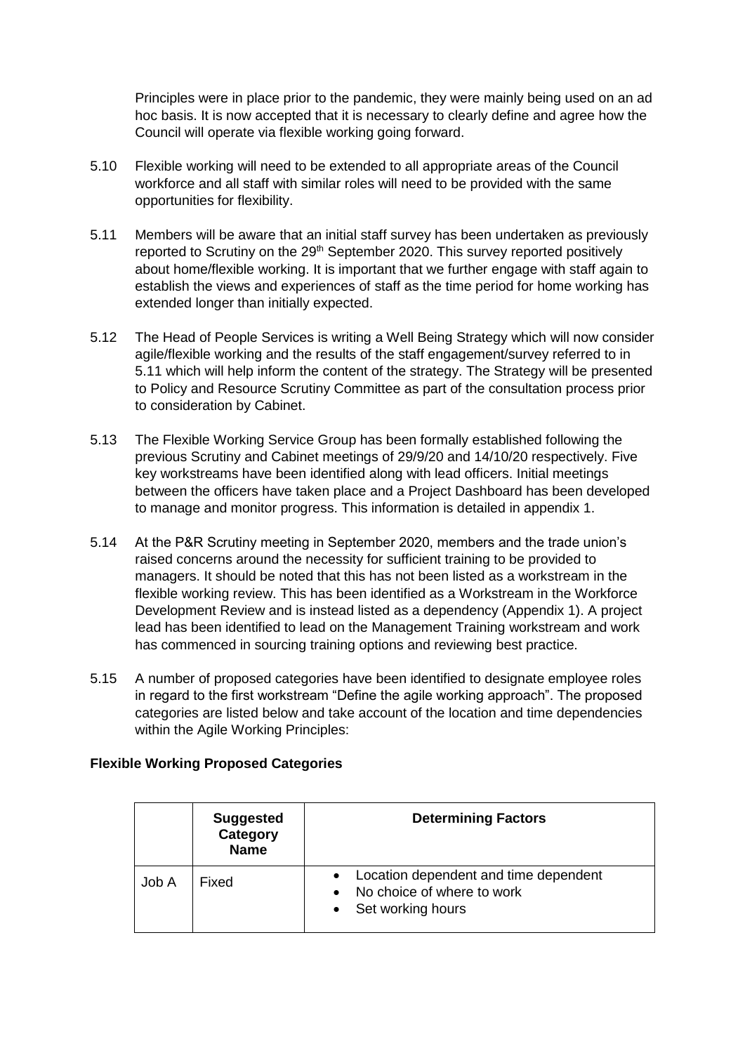Principles were in place prior to the pandemic, they were mainly being used on an ad hoc basis. It is now accepted that it is necessary to clearly define and agree how the Council will operate via flexible working going forward.

5.10 Flexible working will need to be extended to all appropriate areas of the Council workforce and all staff with similar roles will need to be provided with the same opportunities for flexibility.

5.11 Members will be aware that an initial staff survey has been undertaken as previously reported to Scrutiny on the 29th September 2020. This survey reported positively about home/flexible working. It is important that we further engage with staff again to establish the views and experiences of staff as the time period for home working has extended longer than initially expected.

5.12 The Head of People Services is writing a Well Being Strategy which will now consider agile/flexible working and the results of the staff engagement/survey referred to in 5.11 which will help inform the content of the strategy. The Strategy will be presented to Policy and Resource Scrutiny Committee as part of the consultation process prior to consideration by Cabinet.

5.13 The Flexible Working Service Group has been formally established following the previous Scrutiny and Cabinet meetings of 29/9/20 and 14/10/20 respectively. Five key workstreams have been identified along with lead officers. Initial meetings between the officers have taken place and a Project Dashboard has been developed to manage and monitor progress. This information is detailed in appendix 1.

5.14 At the P&R Scrutiny meeting in September 2020, members and the trade union's raised concerns around the necessity for sufficient training to be provided to managers. It should be noted that this has not been listed as a workstream in the flexible working review. This has been identified as a Workstream in the Workforce Development Review and is instead listed as a dependency (Appendix 1). A project lead has been identified to lead on the Management Training workstream and work has commenced in sourcing training options and reviewing best practice.

5.15 A number of proposed categories have been identified to designate employee roles in regard to the first workstream "Define the agile working approach". The proposed categories are listed below and take account of the location and time dependencies within the Agile Working Principles:

**Flexible Working Proposed Categories**

| | **Suggested Category Name** | **Determining Factors** |
|---|---|---|
| Job A | Fixed | • Location dependent and time dependent<br>• No choice of where to work<br>• Set working hours |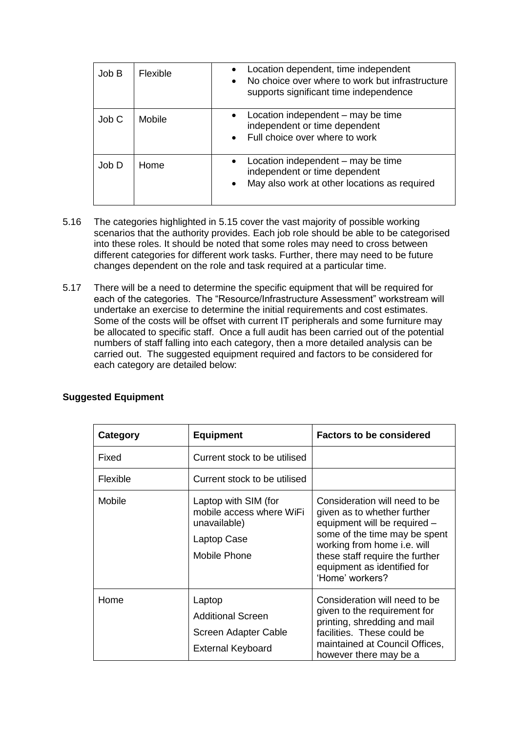| Job B | Flexible | • Location dependent, time independent<br>• No choice over where to work but infrastructure supports significant time independence |
|---|---|---|
| Job C | Mobile | • Location independent – may be time independent or time dependent<br>• Full choice over where to work |
| Job D | Home | • Location independent – may be time independent or time dependent<br>• May also work at other locations as required |

5.16 The categories highlighted in 5.15 cover the vast majority of possible working scenarios that the authority provides. Each job role should be able to be categorised into these roles. It should be noted that some roles may need to cross between different categories for different work tasks. Further, there may need to be future changes dependent on the role and task required at a particular time.

5.17 There will be a need to determine the specific equipment that will be required for each of the categories. The "Resource/Infrastructure Assessment" workstream will undertake an exercise to determine the initial requirements and cost estimates. Some of the costs will be offset with current IT peripherals and some furniture may be allocated to specific staff. Once a full audit has been carried out of the potential numbers of staff falling into each category, then a more detailed analysis can be carried out. The suggested equipment required and factors to be considered for each category are detailed below:

**Suggested Equipment**

| Category | Equipment | Factors to be considered |
|---|---|---|
| Fixed | Current stock to be utilised | |
| Flexible | Current stock to be utilised | |
| Mobile | Laptop with SIM (for mobile access where WiFi unavailable)<br>Laptop Case<br>Mobile Phone | Consideration will need to be given as to whether further equipment will be required – some of the time may be spent working from home i.e. will these staff require the further equipment as identified for 'Home' workers? |
| Home | Laptop<br>Additional Screen<br>Screen Adapter Cable<br>External Keyboard | Consideration will need to be given to the requirement for printing, shredding and mail facilities. These could be maintained at Council Offices, however there may be a |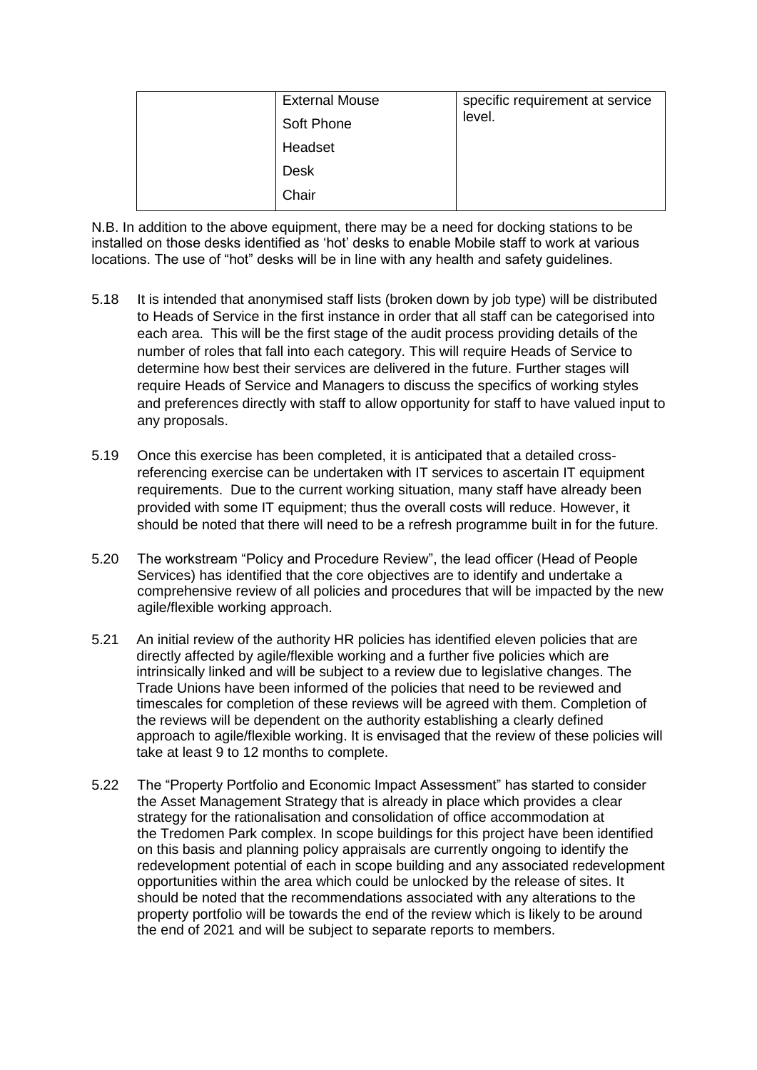|  | External Mouse<br>Soft Phone<br>Headset<br>Desk<br>Chair | specific requirement at service level. |
|---|---|---|

N.B. In addition to the above equipment, there may be a need for docking stations to be installed on those desks identified as 'hot' desks to enable Mobile staff to work at various locations. The use of "hot" desks will be in line with any health and safety guidelines.

5.18 It is intended that anonymised staff lists (broken down by job type) will be distributed to Heads of Service in the first instance in order that all staff can be categorised into each area. This will be the first stage of the audit process providing details of the number of roles that fall into each category. This will require Heads of Service to determine how best their services are delivered in the future. Further stages will require Heads of Service and Managers to discuss the specifics of working styles and preferences directly with staff to allow opportunity for staff to have valued input to any proposals.

5.19 Once this exercise has been completed, it is anticipated that a detailed cross-referencing exercise can be undertaken with IT services to ascertain IT equipment requirements. Due to the current working situation, many staff have already been provided with some IT equipment; thus the overall costs will reduce. However, it should be noted that there will need to be a refresh programme built in for the future.

5.20 The workstream "Policy and Procedure Review", the lead officer (Head of People Services) has identified that the core objectives are to identify and undertake a comprehensive review of all policies and procedures that will be impacted by the new agile/flexible working approach.

5.21 An initial review of the authority HR policies has identified eleven policies that are directly affected by agile/flexible working and a further five policies which are intrinsically linked and will be subject to a review due to legislative changes. The Trade Unions have been informed of the policies that need to be reviewed and timescales for completion of these reviews will be agreed with them. Completion of the reviews will be dependent on the authority establishing a clearly defined approach to agile/flexible working. It is envisaged that the review of these policies will take at least 9 to 12 months to complete.

5.22 The "Property Portfolio and Economic Impact Assessment" has started to consider the Asset Management Strategy that is already in place which provides a clear strategy for the rationalisation and consolidation of office accommodation at the Tredomen Park complex. In scope buildings for this project have been identified on this basis and planning policy appraisals are currently ongoing to identify the redevelopment potential of each in scope building and any associated redevelopment opportunities within the area which could be unlocked by the release of sites. It should be noted that the recommendations associated with any alterations to the property portfolio will be towards the end of the review which is likely to be around the end of 2021 and will be subject to separate reports to members.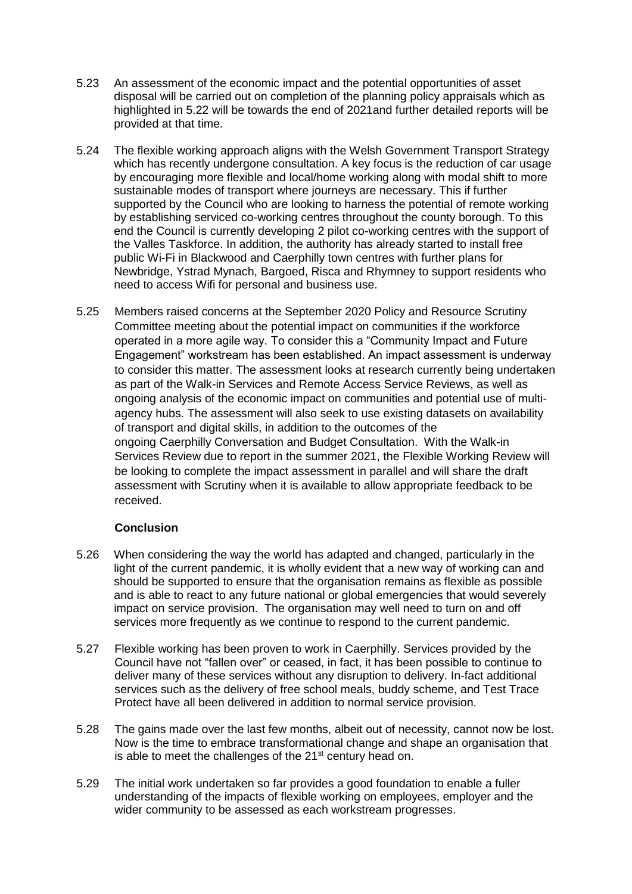5.23 An assessment of the economic impact and the potential opportunities of asset disposal will be carried out on completion of the planning policy appraisals which as highlighted in 5.22 will be towards the end of 2021and further detailed reports will be provided at that time.

5.24 The flexible working approach aligns with the Welsh Government Transport Strategy which has recently undergone consultation. A key focus is the reduction of car usage by encouraging more flexible and local/home working along with modal shift to more sustainable modes of transport where journeys are necessary. This if further supported by the Council who are looking to harness the potential of remote working by establishing serviced co-working centres throughout the county borough. To this end the Council is currently developing 2 pilot co-working centres with the support of the Valles Taskforce. In addition, the authority has already started to install free public Wi-Fi in Blackwood and Caerphilly town centres with further plans for Newbridge, Ystrad Mynach, Bargoed, Risca and Rhymney to support residents who need to access Wifi for personal and business use.

5.25 Members raised concerns at the September 2020 Policy and Resource Scrutiny Committee meeting about the potential impact on communities if the workforce operated in a more agile way. To consider this a "Community Impact and Future Engagement" workstream has been established. An impact assessment is underway to consider this matter. The assessment looks at research currently being undertaken as part of the Walk-in Services and Remote Access Service Reviews, as well as ongoing analysis of the economic impact on communities and potential use of multi-agency hubs. The assessment will also seek to use existing datasets on availability of transport and digital skills, in addition to the outcomes of the ongoing Caerphilly Conversation and Budget Consultation. With the Walk-in Services Review due to report in the summer 2021, the Flexible Working Review will be looking to complete the impact assessment in parallel and will share the draft assessment with Scrutiny when it is available to allow appropriate feedback to be received.

**Conclusion**

5.26 When considering the way the world has adapted and changed, particularly in the light of the current pandemic, it is wholly evident that a new way of working can and should be supported to ensure that the organisation remains as flexible as possible and is able to react to any future national or global emergencies that would severely impact on service provision. The organisation may well need to turn on and off services more frequently as we continue to respond to the current pandemic.

5.27 Flexible working has been proven to work in Caerphilly. Services provided by the Council have not "fallen over" or ceased, in fact, it has been possible to continue to deliver many of these services without any disruption to delivery. In-fact additional services such as the delivery of free school meals, buddy scheme, and Test Trace Protect have all been delivered in addition to normal service provision.

5.28 The gains made over the last few months, albeit out of necessity, cannot now be lost. Now is the time to embrace transformational change and shape an organisation that is able to meet the challenges of the 21st century head on.

5.29 The initial work undertaken so far provides a good foundation to enable a fuller understanding of the impacts of flexible working on employees, employer and the wider community to be assessed as each workstream progresses.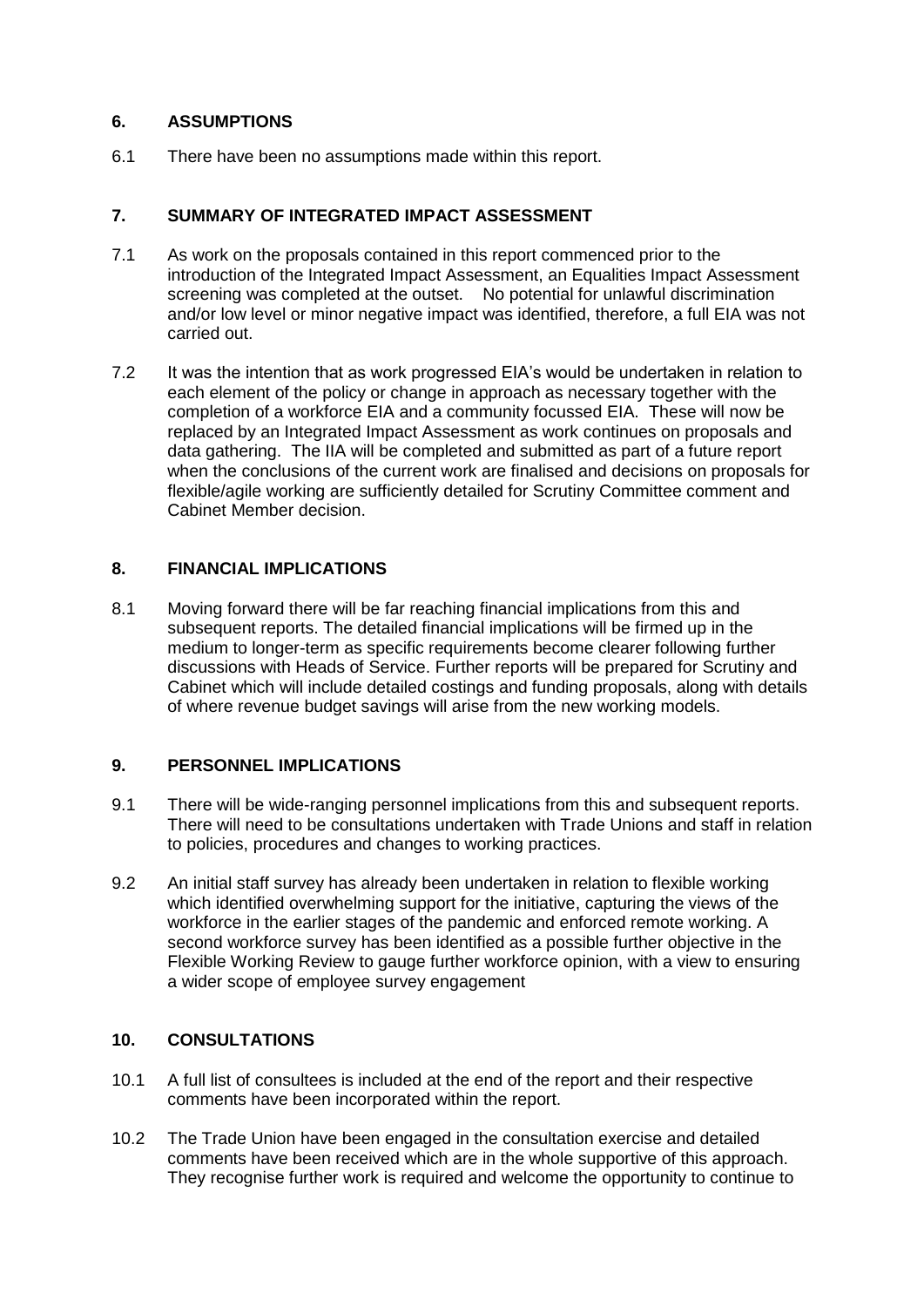## 6. ASSUMPTIONS

6.1 There have been no assumptions made within this report.

## 7. SUMMARY OF INTEGRATED IMPACT ASSESSMENT

7.1 As work on the proposals contained in this report commenced prior to the introduction of the Integrated Impact Assessment, an Equalities Impact Assessment screening was completed at the outset. No potential for unlawful discrimination and/or low level or minor negative impact was identified, therefore, a full EIA was not carried out.

7.2 It was the intention that as work progressed EIA's would be undertaken in relation to each element of the policy or change in approach as necessary together with the completion of a workforce EIA and a community focussed EIA. These will now be replaced by an Integrated Impact Assessment as work continues on proposals and data gathering. The IIA will be completed and submitted as part of a future report when the conclusions of the current work are finalised and decisions on proposals for flexible/agile working are sufficiently detailed for Scrutiny Committee comment and Cabinet Member decision.

## 8. FINANCIAL IMPLICATIONS

8.1 Moving forward there will be far reaching financial implications from this and subsequent reports. The detailed financial implications will be firmed up in the medium to longer-term as specific requirements become clearer following further discussions with Heads of Service. Further reports will be prepared for Scrutiny and Cabinet which will include detailed costings and funding proposals, along with details of where revenue budget savings will arise from the new working models.

## 9. PERSONNEL IMPLICATIONS

9.1 There will be wide-ranging personnel implications from this and subsequent reports. There will need to be consultations undertaken with Trade Unions and staff in relation to policies, procedures and changes to working practices.

9.2 An initial staff survey has already been undertaken in relation to flexible working which identified overwhelming support for the initiative, capturing the views of the workforce in the earlier stages of the pandemic and enforced remote working. A second workforce survey has been identified as a possible further objective in the Flexible Working Review to gauge further workforce opinion, with a view to ensuring a wider scope of employee survey engagement

## 10. CONSULTATIONS

10.1 A full list of consultees is included at the end of the report and their respective comments have been incorporated within the report.

10.2 The Trade Union have been engaged in the consultation exercise and detailed comments have been received which are in the whole supportive of this approach. They recognise further work is required and welcome the opportunity to continue to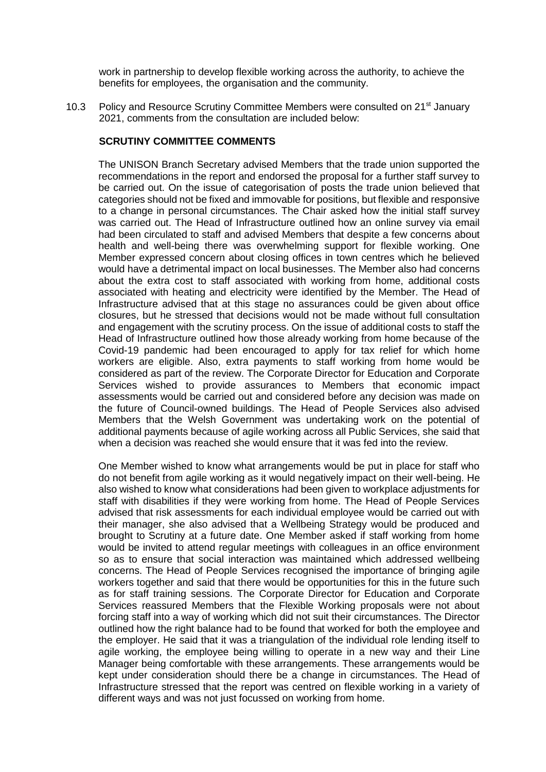work in partnership to develop flexible working across the authority, to achieve the benefits for employees, the organisation and the community.

10.3 Policy and Resource Scrutiny Committee Members were consulted on 21st January 2021, comments from the consultation are included below:

**SCRUTINY COMMITTEE COMMENTS**

The UNISON Branch Secretary advised Members that the trade union supported the recommendations in the report and endorsed the proposal for a further staff survey to be carried out. On the issue of categorisation of posts the trade union believed that categories should not be fixed and immovable for positions, but flexible and responsive to a change in personal circumstances. The Chair asked how the initial staff survey was carried out. The Head of Infrastructure outlined how an online survey via email had been circulated to staff and advised Members that despite a few concerns about health and well-being there was overwhelming support for flexible working. One Member expressed concern about closing offices in town centres which he believed would have a detrimental impact on local businesses. The Member also had concerns about the extra cost to staff associated with working from home, additional costs associated with heating and electricity were identified by the Member. The Head of Infrastructure advised that at this stage no assurances could be given about office closures, but he stressed that decisions would not be made without full consultation and engagement with the scrutiny process. On the issue of additional costs to staff the Head of Infrastructure outlined how those already working from home because of the Covid-19 pandemic had been encouraged to apply for tax relief for which home workers are eligible. Also, extra payments to staff working from home would be considered as part of the review. The Corporate Director for Education and Corporate Services wished to provide assurances to Members that economic impact assessments would be carried out and considered before any decision was made on the future of Council-owned buildings. The Head of People Services also advised Members that the Welsh Government was undertaking work on the potential of additional payments because of agile working across all Public Services, she said that when a decision was reached she would ensure that it was fed into the review.

One Member wished to know what arrangements would be put in place for staff who do not benefit from agile working as it would negatively impact on their well-being. He also wished to know what considerations had been given to workplace adjustments for staff with disabilities if they were working from home. The Head of People Services advised that risk assessments for each individual employee would be carried out with their manager, she also advised that a Wellbeing Strategy would be produced and brought to Scrutiny at a future date. One Member asked if staff working from home would be invited to attend regular meetings with colleagues in an office environment so as to ensure that social interaction was maintained which addressed wellbeing concerns. The Head of People Services recognised the importance of bringing agile workers together and said that there would be opportunities for this in the future such as for staff training sessions. The Corporate Director for Education and Corporate Services reassured Members that the Flexible Working proposals were not about forcing staff into a way of working which did not suit their circumstances. The Director outlined how the right balance had to be found that worked for both the employee and the employer. He said that it was a triangulation of the individual role lending itself to agile working, the employee being willing to operate in a new way and their Line Manager being comfortable with these arrangements. These arrangements would be kept under consideration should there be a change in circumstances. The Head of Infrastructure stressed that the report was centred on flexible working in a variety of different ways and was not just focussed on working from home.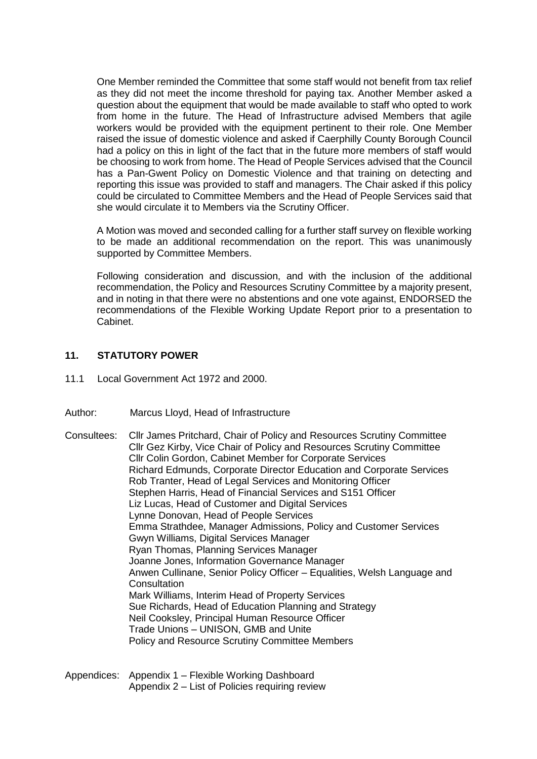One Member reminded the Committee that some staff would not benefit from tax relief as they did not meet the income threshold for paying tax. Another Member asked a question about the equipment that would be made available to staff who opted to work from home in the future. The Head of Infrastructure advised Members that agile workers would be provided with the equipment pertinent to their role. One Member raised the issue of domestic violence and asked if Caerphilly County Borough Council had a policy on this in light of the fact that in the future more members of staff would be choosing to work from home. The Head of People Services advised that the Council has a Pan-Gwent Policy on Domestic Violence and that training on detecting and reporting this issue was provided to staff and managers. The Chair asked if this policy could be circulated to Committee Members and the Head of People Services said that she would circulate it to Members via the Scrutiny Officer.

A Motion was moved and seconded calling for a further staff survey on flexible working to be made an additional recommendation on the report. This was unanimously supported by Committee Members.

Following consideration and discussion, and with the inclusion of the additional recommendation, the Policy and Resources Scrutiny Committee by a majority present, and in noting in that there were no abstentions and one vote against, ENDORSED the recommendations of the Flexible Working Update Report prior to a presentation to Cabinet.

## 11. STATUTORY POWER

11.1 Local Government Act 1972 and 2000.

Author: Marcus Lloyd, Head of Infrastructure

Consultees: Cllr James Pritchard, Chair of Policy and Resources Scrutiny Committee
Cllr Gez Kirby, Vice Chair of Policy and Resources Scrutiny Committee
Cllr Colin Gordon, Cabinet Member for Corporate Services
Richard Edmunds, Corporate Director Education and Corporate Services
Rob Tranter, Head of Legal Services and Monitoring Officer
Stephen Harris, Head of Financial Services and S151 Officer
Liz Lucas, Head of Customer and Digital Services
Lynne Donovan, Head of People Services
Emma Strathdee, Manager Admissions, Policy and Customer Services
Gwyn Williams, Digital Services Manager
Ryan Thomas, Planning Services Manager
Joanne Jones, Information Governance Manager
Anwen Cullinane, Senior Policy Officer – Equalities, Welsh Language and Consultation
Mark Williams, Interim Head of Property Services
Sue Richards, Head of Education Planning and Strategy
Neil Cooksley, Principal Human Resource Officer
Trade Unions – UNISON, GMB and Unite
Policy and Resource Scrutiny Committee Members

Appendices: Appendix 1 – Flexible Working Dashboard
Appendix 2 – List of Policies requiring review